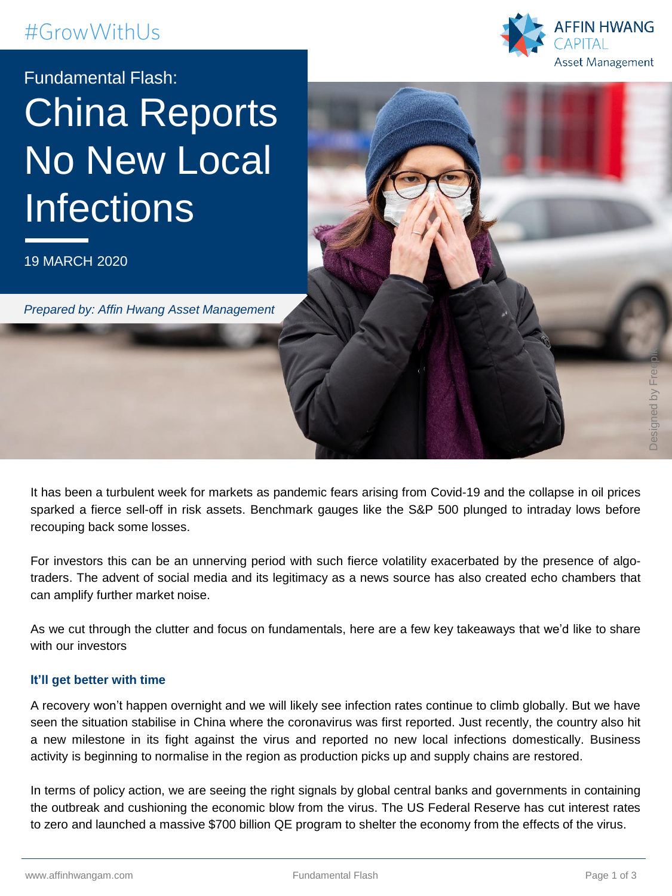#GrowWithUs

Fundamental Flash:

# China Reports No New Local Infections

19 MARCH 2020

*Prepared by: Affin Hwang Asset Management*

It has been a turbulent week for markets as pandemic fears arising from Covid-19 and the collapse in oil prices sparked a fierce sell-off in risk assets. Benchmark gauges like the S&P 500 plunged to intraday lows before recouping back some losses.

For investors this can be an unnerving period with such fierce volatility exacerbated by the presence of algo-traders. The advent of social media and its legitimacy as a news source has also created echo chambers that can amplify further market noise.

As we cut through the clutter and focus on fundamentals, here are a few key takeaways that we'd like to share with our investors

### It'll get better with time

A recovery won't happen overnight and we will likely see infection rates continue to climb globally. But we have seen the situation stabilise in China where the coronavirus was first reported. Just recently, the country also hit a new milestone in its fight against the virus and reported no new local infections domestically. Business activity is beginning to normalise in the region as production picks up and supply chains are restored.

In terms of policy action, we are seeing the right signals by global central banks and governments in containing the outbreak and cushioning the economic blow from the virus. The US Federal Reserve has cut interest rates to zero and launched a massive $700 billion QE program to shelter the economy from the effects of the virus.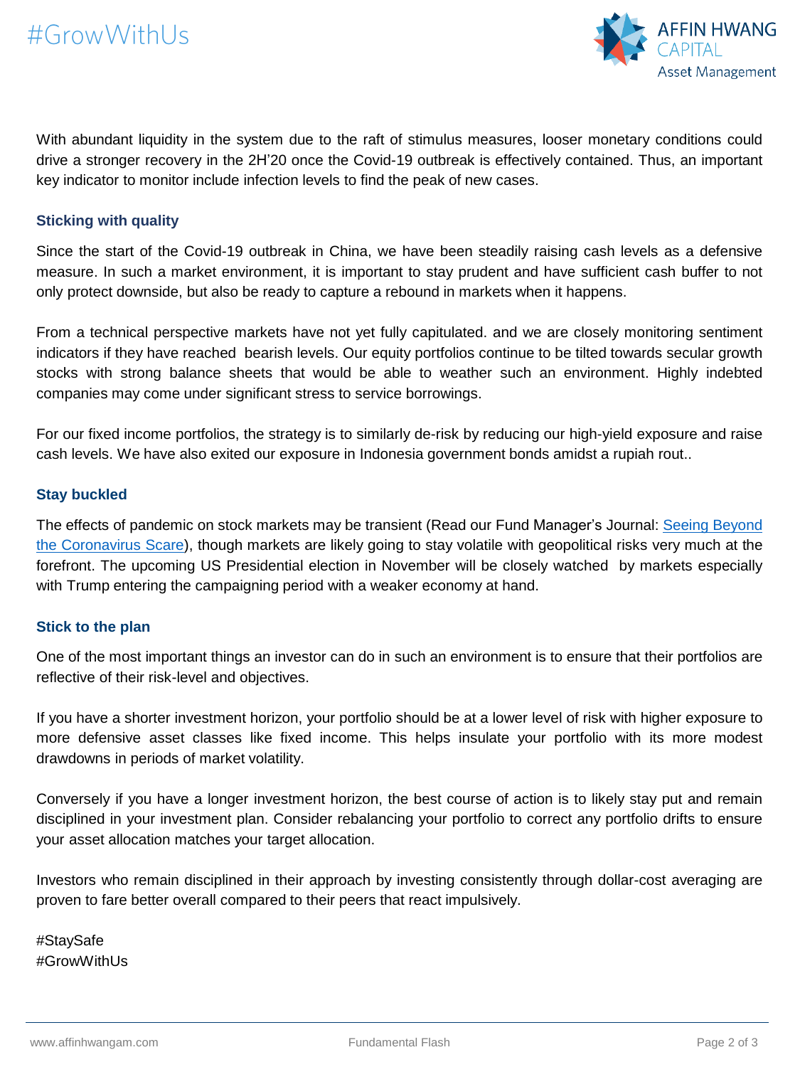With abundant liquidity in the system due to the raft of stimulus measures, looser monetary conditions could drive a stronger recovery in the 2H'20 once the Covid-19 outbreak is effectively contained. Thus, an important key indicator to monitor include infection levels to find the peak of new cases.

### Sticking with quality

Since the start of the Covid-19 outbreak in China, we have been steadily raising cash levels as a defensive measure. In such a market environment, it is important to stay prudent and have sufficient cash buffer to not only protect downside, but also be ready to capture a rebound in markets when it happens.

From a technical perspective markets have not yet fully capitulated. and we are closely monitoring sentiment indicators if they have reached bearish levels. Our equity portfolios continue to be tilted towards secular growth stocks with strong balance sheets that would be able to weather such an environment. Highly indebted companies may come under significant stress to service borrowings.

For our fixed income portfolios, the strategy is to similarly de-risk by reducing our high-yield exposure and raise cash levels. We have also exited our exposure in Indonesia government bonds amidst a rupiah rout..

### Stay buckled

The effects of pandemic on stock markets may be transient (Read our Fund Manager's Journal: Seeing Beyond the Coronavirus Scare), though markets are likely going to stay volatile with geopolitical risks very much at the forefront. The upcoming US Presidential election in November will be closely watched by markets especially with Trump entering the campaigning period with a weaker economy at hand.

### Stick to the plan

One of the most important things an investor can do in such an environment is to ensure that their portfolios are reflective of their risk-level and objectives.

If you have a shorter investment horizon, your portfolio should be at a lower level of risk with higher exposure to more defensive asset classes like fixed income. This helps insulate your portfolio with its more modest drawdowns in periods of market volatility.

Conversely if you have a longer investment horizon, the best course of action is to likely stay put and remain disciplined in your investment plan. Consider rebalancing your portfolio to correct any portfolio drifts to ensure your asset allocation matches your target allocation.

Investors who remain disciplined in their approach by investing consistently through dollar-cost averaging are proven to fare better overall compared to their peers that react impulsively.

#StaySafe
#GrowWithUs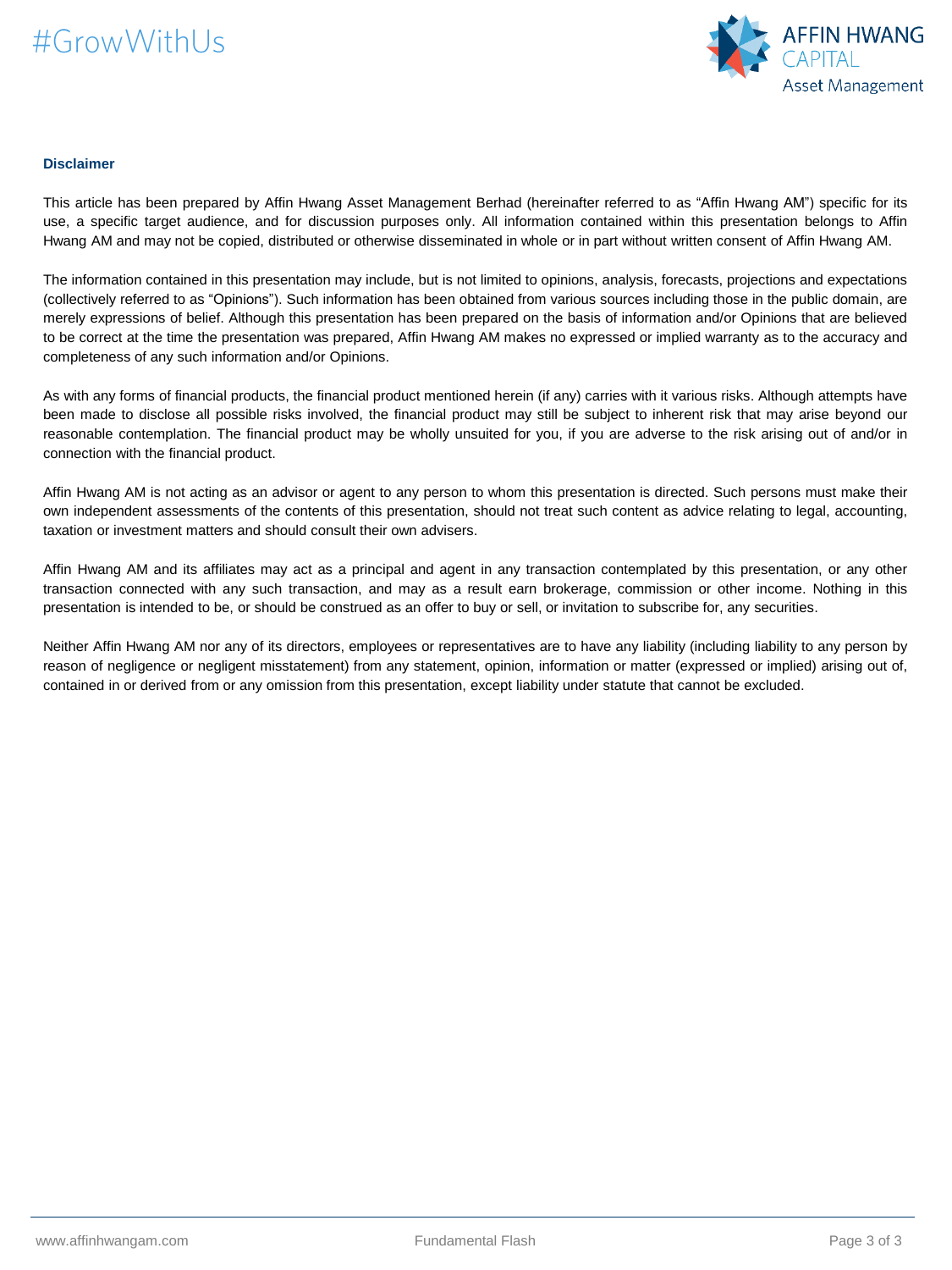**Disclaimer**

This article has been prepared by Affin Hwang Asset Management Berhad (hereinafter referred to as "Affin Hwang AM") specific for its use, a specific target audience, and for discussion purposes only. All information contained within this presentation belongs to Affin Hwang AM and may not be copied, distributed or otherwise disseminated in whole or in part without written consent of Affin Hwang AM.

The information contained in this presentation may include, but is not limited to opinions, analysis, forecasts, projections and expectations (collectively referred to as "Opinions"). Such information has been obtained from various sources including those in the public domain, are merely expressions of belief. Although this presentation has been prepared on the basis of information and/or Opinions that are believed to be correct at the time the presentation was prepared, Affin Hwang AM makes no expressed or implied warranty as to the accuracy and completeness of any such information and/or Opinions.

As with any forms of financial products, the financial product mentioned herein (if any) carries with it various risks. Although attempts have been made to disclose all possible risks involved, the financial product may still be subject to inherent risk that may arise beyond our reasonable contemplation. The financial product may be wholly unsuited for you, if you are adverse to the risk arising out of and/or in connection with the financial product.

Affin Hwang AM is not acting as an advisor or agent to any person to whom this presentation is directed. Such persons must make their own independent assessments of the contents of this presentation, should not treat such content as advice relating to legal, accounting, taxation or investment matters and should consult their own advisers.

Affin Hwang AM and its affiliates may act as a principal and agent in any transaction contemplated by this presentation, or any other transaction connected with any such transaction, and may as a result earn brokerage, commission or other income. Nothing in this presentation is intended to be, or should be construed as an offer to buy or sell, or invitation to subscribe for, any securities.

Neither Affin Hwang AM nor any of its directors, employees or representatives are to have any liability (including liability to any person by reason of negligence or negligent misstatement) from any statement, opinion, information or matter (expressed or implied) arising out of, contained in or derived from or any omission from this presentation, except liability under statute that cannot be excluded.